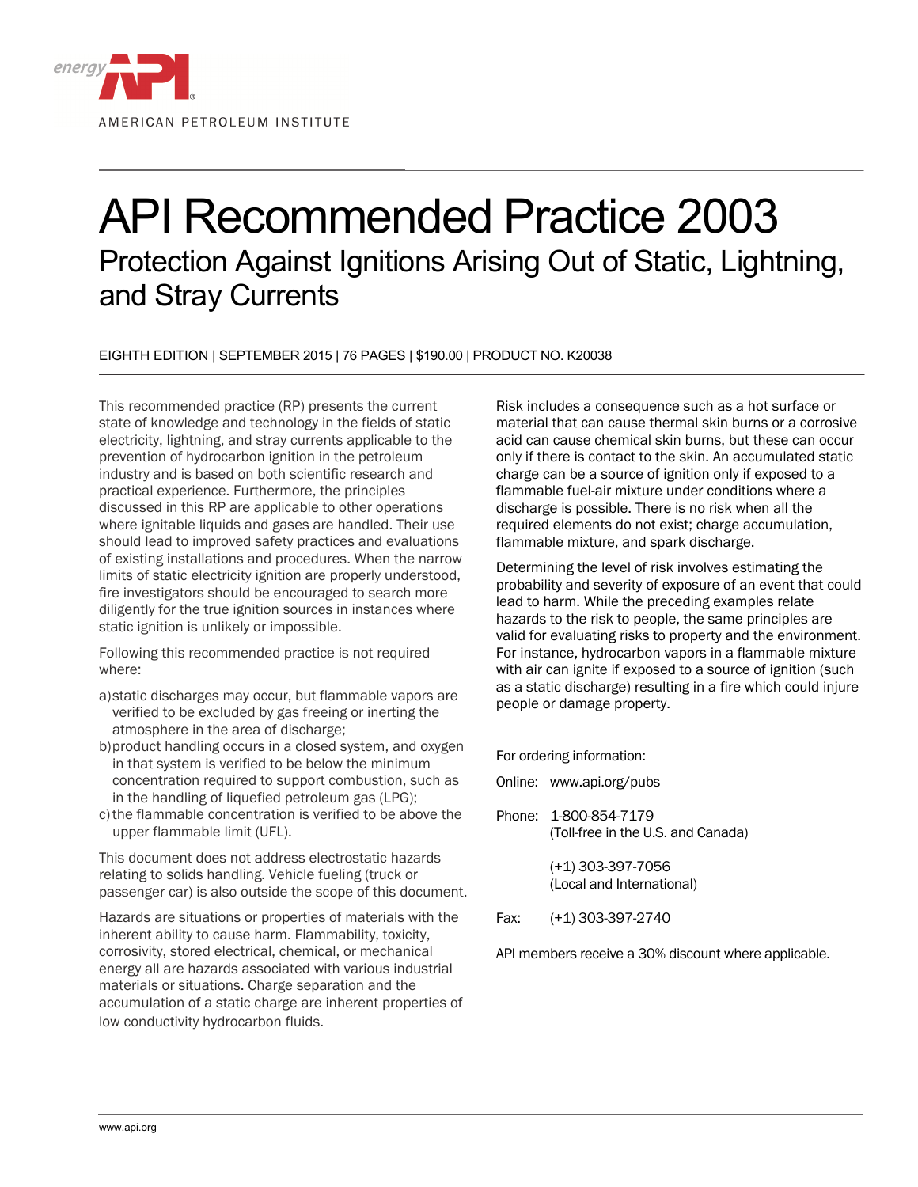energy API

AMERICAN PETROLEUM INSTITUTE

# API Recommended Practice 2003

## Protection Against Ignitions Arising Out of Static, Lightning, and Stray Currents

EIGHTH EDITION | SEPTEMBER 2015 | 76 PAGES | $190.00 | PRODUCT NO. K20038

This recommended practice (RP) presents the current state of knowledge and technology in the fields of static electricity, lightning, and stray currents applicable to the prevention of hydrocarbon ignition in the petroleum industry and is based on both scientific research and practical experience. Furthermore, the principles discussed in this RP are applicable to other operations where ignitable liquids and gases are handled. Their use should lead to improved safety practices and evaluations of existing installations and procedures. When the narrow limits of static electricity ignition are properly understood, fire investigators should be encouraged to search more diligently for the true ignition sources in instances where static ignition is unlikely or impossible.

Following this recommended practice is not required where:

a) static discharges may occur, but flammable vapors are verified to be excluded by gas freeing or inerting the atmosphere in the area of discharge;
b) product handling occurs in a closed system, and oxygen in that system is verified to be below the minimum concentration required to support combustion, such as in the handling of liquefied petroleum gas (LPG);
c) the flammable concentration is verified to be above the upper flammable limit (UFL).

This document does not address electrostatic hazards relating to solids handling. Vehicle fueling (truck or passenger car) is also outside the scope of this document.

Hazards are situations or properties of materials with the inherent ability to cause harm. Flammability, toxicity, corrosivity, stored electrical, chemical, or mechanical energy all are hazards associated with various industrial materials or situations. Charge separation and the accumulation of a static charge are inherent properties of low conductivity hydrocarbon fluids.

Risk includes a consequence such as a hot surface or material that can cause thermal skin burns or a corrosive acid can cause chemical skin burns, but these can occur only if there is contact to the skin. An accumulated static charge can be a source of ignition only if exposed to a flammable fuel-air mixture under conditions where a discharge is possible. There is no risk when all the required elements do not exist; charge accumulation, flammable mixture, and spark discharge.

Determining the level of risk involves estimating the probability and severity of exposure of an event that could lead to harm. While the preceding examples relate hazards to the risk to people, the same principles are valid for evaluating risks to property and the environment. For instance, hydrocarbon vapors in a flammable mixture with air can ignite if exposed to a source of ignition (such as a static discharge) resulting in a fire which could injure people or damage property.

For ordering information:

Online: www.api.org/pubs

Phone: 1-800-854-7179
(Toll-free in the U.S. and Canada)

(+1) 303-397-7056
(Local and International)

Fax: (+1) 303-397-2740

API members receive a 30% discount where applicable.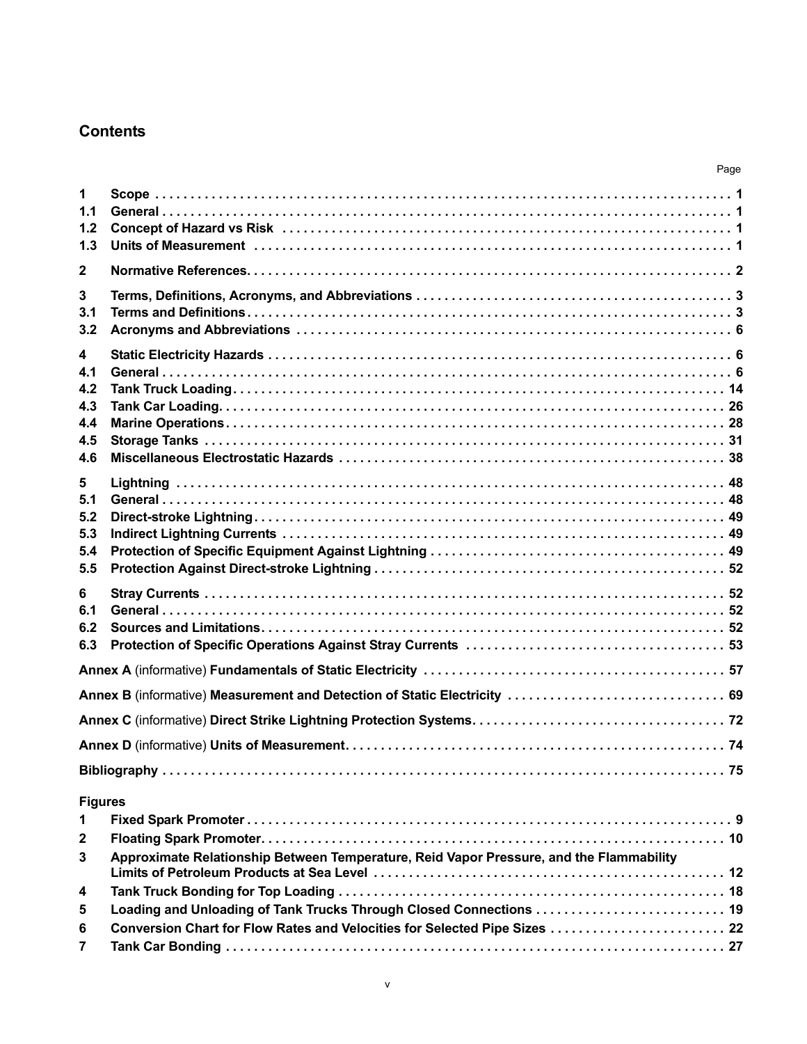## Contents

| | | Page |
|---|---|---|
| **1** | **Scope** | **1** |
| **1.1** | **General** | **1** |
| **1.2** | **Concept of Hazard vs Risk** | **1** |
| **1.3** | **Units of Measurement** | **1** |
| **2** | **Normative References** | **2** |
| **3** | **Terms, Definitions, Acronyms, and Abbreviations** | **3** |
| **3.1** | **Terms and Definitions** | **3** |
| **3.2** | **Acronyms and Abbreviations** | **6** |
| **4** | **Static Electricity Hazards** | **6** |
| **4.1** | **General** | **6** |
| **4.2** | **Tank Truck Loading** | **14** |
| **4.3** | **Tank Car Loading** | **26** |
| **4.4** | **Marine Operations** | **28** |
| **4.5** | **Storage Tanks** | **31** |
| **4.6** | **Miscellaneous Electrostatic Hazards** | **38** |
| **5** | **Lightning** | **48** |
| **5.1** | **General** | **48** |
| **5.2** | **Direct-stroke Lightning** | **49** |
| **5.3** | **Indirect Lightning Currents** | **49** |
| **5.4** | **Protection of Specific Equipment Against Lightning** | **49** |
| **5.5** | **Protection Against Direct-stroke Lightning** | **52** |
| **6** | **Stray Currents** | **52** |
| **6.1** | **General** | **52** |
| **6.2** | **Sources and Limitations** | **52** |
| **6.3** | **Protection of Specific Operations Against Stray Currents** | **53** |
| **Annex A** (informative) **Fundamentals of Static Electricity** | | **57** |
| **Annex B** (informative) **Measurement and Detection of Static Electricity** | | **69** |
| **Annex C** (informative) **Direct Strike Lightning Protection Systems** | | **72** |
| **Annex D** (informative) **Units of Measurement** | | **74** |
| **Bibliography** | | **75** |

**Figures**

| | | |
|---|---|---|
| **1** | **Fixed Spark Promoter** | **9** |
| **2** | **Floating Spark Promoter** | **10** |
| **3** | **Approximate Relationship Between Temperature, Reid Vapor Pressure, and the Flammability Limits of Petroleum Products at Sea Level** | **12** |
| **4** | **Tank Truck Bonding for Top Loading** | **18** |
| **5** | **Loading and Unloading of Tank Trucks Through Closed Connections** | **19** |
| **6** | **Conversion Chart for Flow Rates and Velocities for Selected Pipe Sizes** | **22** |
| **7** | **Tank Car Bonding** | **27** |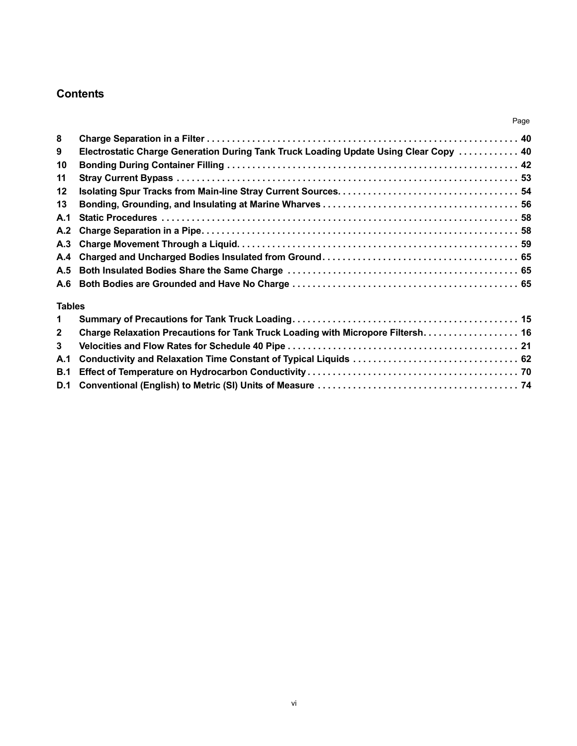## Contents

| | | Page |
|---|---|---|
| 8 | Charge Separation in a Filter | 40 |
| 9 | Electrostatic Charge Generation During Tank Truck Loading Update Using Clear Copy | 40 |
| 10 | Bonding During Container Filling | 42 |
| 11 | Stray Current Bypass | 53 |
| 12 | Isolating Spur Tracks from Main-line Stray Current Sources | 54 |
| 13 | Bonding, Grounding, and Insulating at Marine Wharves | 56 |
| A.1 | Static Procedures | 58 |
| A.2 | Charge Separation in a Pipe | 58 |
| A.3 | Charge Movement Through a Liquid | 59 |
| A.4 | Charged and Uncharged Bodies Insulated from Ground | 65 |
| A.5 | Both Insulated Bodies Share the Same Charge | 65 |
| A.6 | Both Bodies are Grounded and Have No Charge | 65 |

### Tables

| | | |
|---|---|---|
| 1 | Summary of Precautions for Tank Truck Loading | 15 |
| 2 | Charge Relaxation Precautions for Tank Truck Loading with Micropore Filtersh | 16 |
| 3 | Velocities and Flow Rates for Schedule 40 Pipe | 21 |
| A.1 | Conductivity and Relaxation Time Constant of Typical Liquids | 62 |
| B.1 | Effect of Temperature on Hydrocarbon Conductivity | 70 |
| D.1 | Conventional (English) to Metric (SI) Units of Measure | 74 |